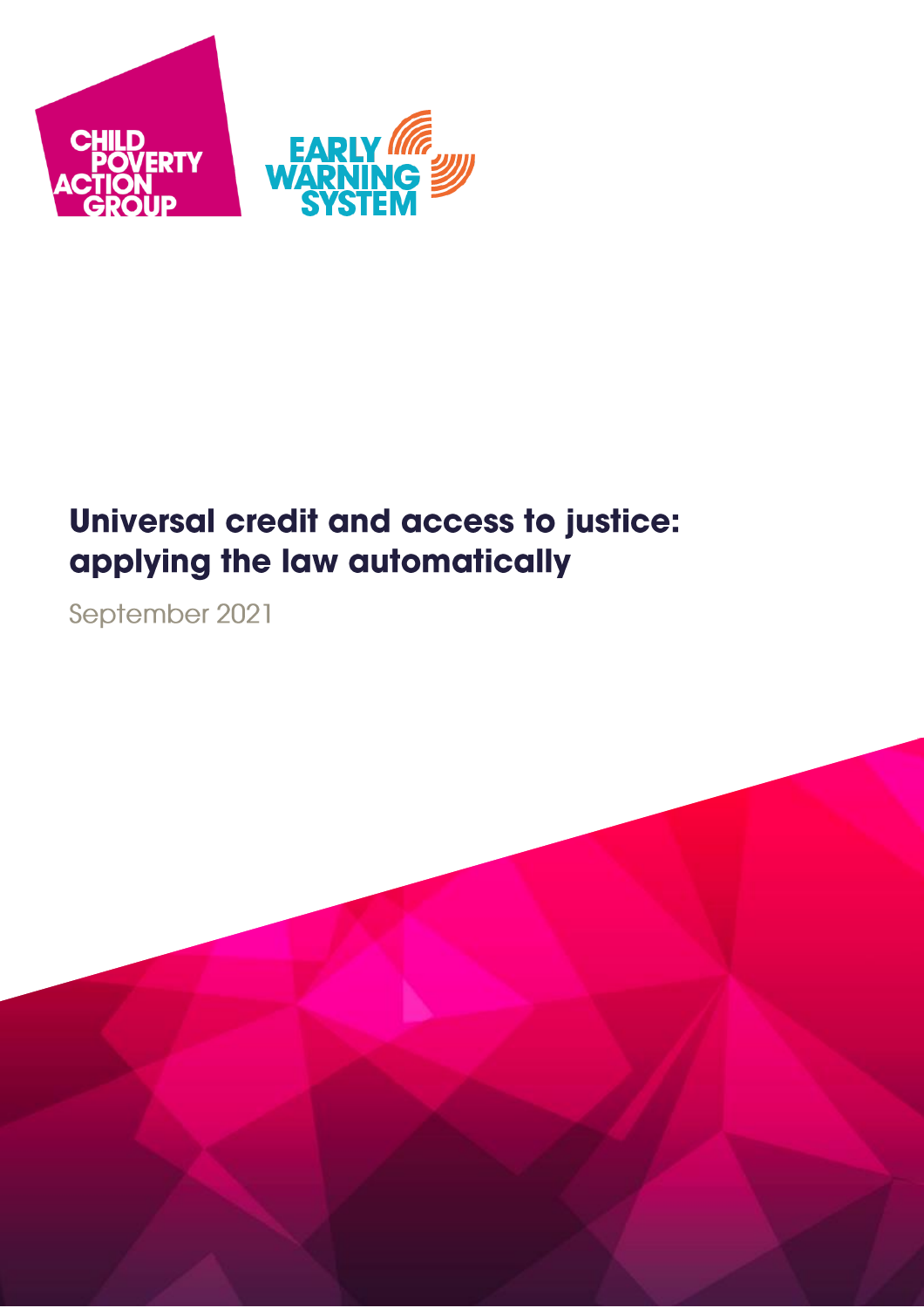CHILD POVERTY ACTION GROUP

EARLY WARNING SYSTEM

# Universal credit and access to justice: applying the law automatically

September 2021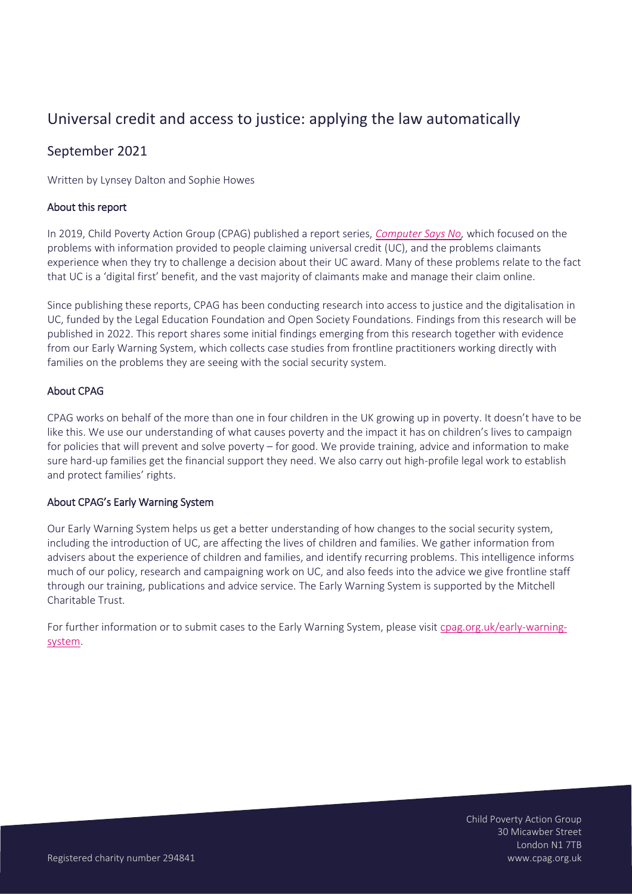# Universal credit and access to justice: applying the law automatically

## September 2021

Written by Lynsey Dalton and Sophie Howes

### About this report

In 2019, Child Poverty Action Group (CPAG) published a report series, *Computer Says No*, which focused on the problems with information provided to people claiming universal credit (UC), and the problems claimants experience when they try to challenge a decision about their UC award. Many of these problems relate to the fact that UC is a 'digital first' benefit, and the vast majority of claimants make and manage their claim online.

Since publishing these reports, CPAG has been conducting research into access to justice and the digitalisation in UC, funded by the Legal Education Foundation and Open Society Foundations. Findings from this research will be published in 2022. This report shares some initial findings emerging from this research together with evidence from our Early Warning System, which collects case studies from frontline practitioners working directly with families on the problems they are seeing with the social security system.

### About CPAG

CPAG works on behalf of the more than one in four children in the UK growing up in poverty. It doesn't have to be like this. We use our understanding of what causes poverty and the impact it has on children's lives to campaign for policies that will prevent and solve poverty – for good. We provide training, advice and information to make sure hard-up families get the financial support they need. We also carry out high-profile legal work to establish and protect families' rights.

### About CPAG's Early Warning System

Our Early Warning System helps us get a better understanding of how changes to the social security system, including the introduction of UC, are affecting the lives of children and families. We gather information from advisers about the experience of children and families, and identify recurring problems. This intelligence informs much of our policy, research and campaigning work on UC, and also feeds into the advice we give frontline staff through our training, publications and advice service. The Early Warning System is supported by the Mitchell Charitable Trust.

For further information or to submit cases to the Early Warning System, please visit cpag.org.uk/early-warning-system.

Registered charity number 294841

Child Poverty Action Group
30 Micawber Street
London N1 7TB
www.cpag.org.uk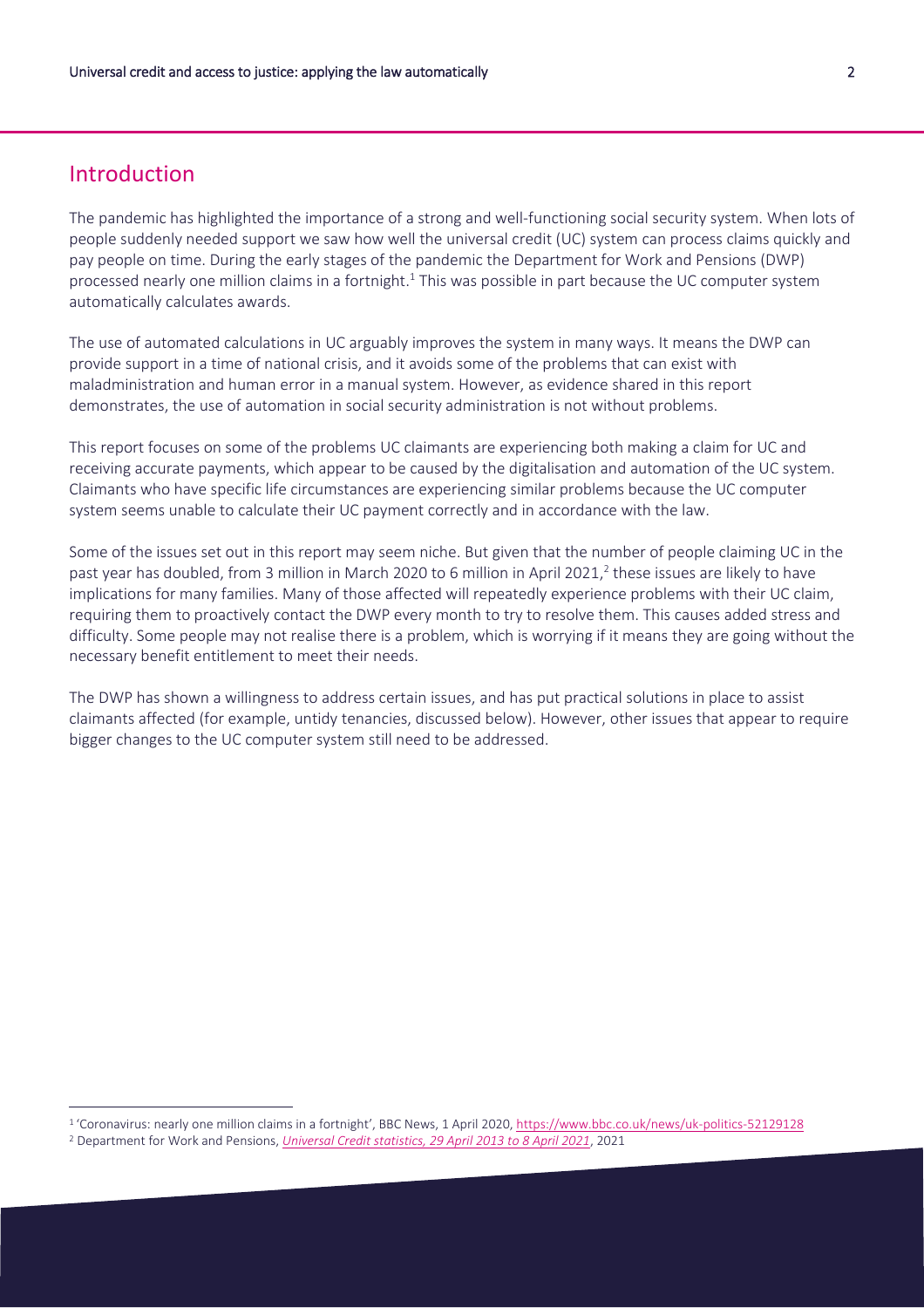## Introduction

The pandemic has highlighted the importance of a strong and well-functioning social security system. When lots of people suddenly needed support we saw how well the universal credit (UC) system can process claims quickly and pay people on time. During the early stages of the pandemic the Department for Work and Pensions (DWP) processed nearly one million claims in a fortnight.[1] This was possible in part because the UC computer system automatically calculates awards.

The use of automated calculations in UC arguably improves the system in many ways. It means the DWP can provide support in a time of national crisis, and it avoids some of the problems that can exist with maladministration and human error in a manual system. However, as evidence shared in this report demonstrates, the use of automation in social security administration is not without problems.

This report focuses on some of the problems UC claimants are experiencing both making a claim for UC and receiving accurate payments, which appear to be caused by the digitalisation and automation of the UC system. Claimants who have specific life circumstances are experiencing similar problems because the UC computer system seems unable to calculate their UC payment correctly and in accordance with the law.

Some of the issues set out in this report may seem niche. But given that the number of people claiming UC in the past year has doubled, from 3 million in March 2020 to 6 million in April 2021,[2] these issues are likely to have implications for many families. Many of those affected will repeatedly experience problems with their UC claim, requiring them to proactively contact the DWP every month to try to resolve them. This causes added stress and difficulty. Some people may not realise there is a problem, which is worrying if it means they are going without the necessary benefit entitlement to meet their needs.

The DWP has shown a willingness to address certain issues, and has put practical solutions in place to assist claimants affected (for example, untidy tenancies, discussed below). However, other issues that appear to require bigger changes to the UC computer system still need to be addressed.

---

[1] 'Coronavirus: nearly one million claims in a fortnight', BBC News, 1 April 2020, https://www.bbc.co.uk/news/uk-politics-52129128

[2] Department for Work and Pensions, *Universal Credit statistics, 29 April 2013 to 8 April 2021*, 2021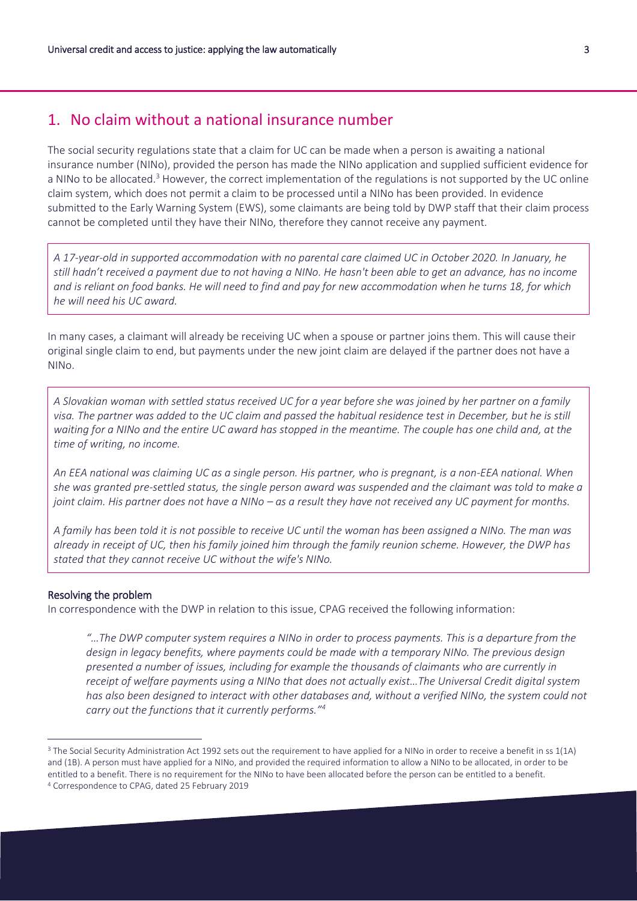## 1. No claim without a national insurance number

The social security regulations state that a claim for UC can be made when a person is awaiting a national insurance number (NINo), provided the person has made the NINo application and supplied sufficient evidence for a NINo to be allocated.[3] However, the correct implementation of the regulations is not supported by the UC online claim system, which does not permit a claim to be processed until a NINo has been provided. In evidence submitted to the Early Warning System (EWS), some claimants are being told by DWP staff that their claim process cannot be completed until they have their NINo, therefore they cannot receive any payment.

> *A 17-year-old in supported accommodation with no parental care claimed UC in October 2020. In January, he still hadn't received a payment due to not having a NINo. He hasn't been able to get an advance, has no income and is reliant on food banks. He will need to find and pay for new accommodation when he turns 18, for which he will need his UC award.*

In many cases, a claimant will already be receiving UC when a spouse or partner joins them. This will cause their original single claim to end, but payments under the new joint claim are delayed if the partner does not have a NINo.

> *A Slovakian woman with settled status received UC for a year before she was joined by her partner on a family visa. The partner was added to the UC claim and passed the habitual residence test in December, but he is still waiting for a NINo and the entire UC award has stopped in the meantime. The couple has one child and, at the time of writing, no income.*
>
> *An EEA national was claiming UC as a single person. His partner, who is pregnant, is a non-EEA national. When she was granted pre-settled status, the single person award was suspended and the claimant was told to make a joint claim. His partner does not have a NINo – as a result they have not received any UC payment for months.*
>
> *A family has been told it is not possible to receive UC until the woman has been assigned a NINo. The man was already in receipt of UC, then his family joined him through the family reunion scheme. However, the DWP has stated that they cannot receive UC without the wife's NINo.*

#### Resolving the problem

In correspondence with the DWP in relation to this issue, CPAG received the following information:

> *"…The DWP computer system requires a NINo in order to process payments. This is a departure from the design in legacy benefits, where payments could be made with a temporary NINo. The previous design presented a number of issues, including for example the thousands of claimants who are currently in receipt of welfare payments using a NINo that does not actually exist…The Universal Credit digital system has also been designed to interact with other databases and, without a verified NINo, the system could not carry out the functions that it currently performs."*[4]

---

[3] The Social Security Administration Act 1992 sets out the requirement to have applied for a NINo in order to receive a benefit in ss 1(1A) and (1B). A person must have applied for a NINo, and provided the required information to allow a NINo to be allocated, in order to be entitled to a benefit. There is no requirement for the NINo to have been allocated before the person can be entitled to a benefit.

[4] Correspondence to CPAG, dated 25 February 2019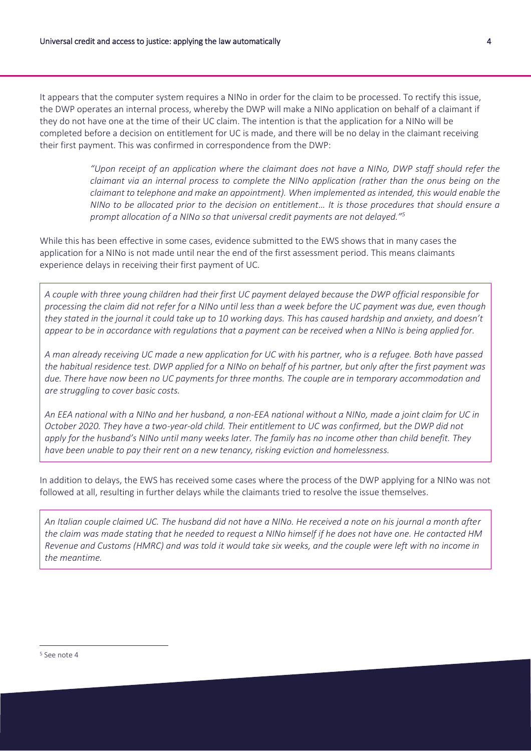It appears that the computer system requires a NINo in order for the claim to be processed. To rectify this issue, the DWP operates an internal process, whereby the DWP will make a NINo application on behalf of a claimant if they do not have one at the time of their UC claim. The intention is that the application for a NINo will be completed before a decision on entitlement for UC is made, and there will be no delay in the claimant receiving their first payment. This was confirmed in correspondence from the DWP:

> *"Upon receipt of an application where the claimant does not have a NINo, DWP staff should refer the claimant via an internal process to complete the NINo application (rather than the onus being on the claimant to telephone and make an appointment). When implemented as intended, this would enable the NINo to be allocated prior to the decision on entitlement… It is those procedures that should ensure a prompt allocation of a NINo so that universal credit payments are not delayed."*[5]

While this has been effective in some cases, evidence submitted to the EWS shows that in many cases the application for a NINo is not made until near the end of the first assessment period. This means claimants experience delays in receiving their first payment of UC.

*A couple with three young children had their first UC payment delayed because the DWP official responsible for processing the claim did not refer for a NINo until less than a week before the UC payment was due, even though they stated in the journal it could take up to 10 working days. This has caused hardship and anxiety, and doesn't appear to be in accordance with regulations that a payment can be received when a NINo is being applied for.*

*A man already receiving UC made a new application for UC with his partner, who is a refugee. Both have passed the habitual residence test. DWP applied for a NINo on behalf of his partner, but only after the first payment was due. There have now been no UC payments for three months. The couple are in temporary accommodation and are struggling to cover basic costs.*

*An EEA national with a NINo and her husband, a non-EEA national without a NINo, made a joint claim for UC in October 2020. They have a two-year-old child. Their entitlement to UC was confirmed, but the DWP did not apply for the husband's NINo until many weeks later. The family has no income other than child benefit. They have been unable to pay their rent on a new tenancy, risking eviction and homelessness.*

In addition to delays, the EWS has received some cases where the process of the DWP applying for a NINo was not followed at all, resulting in further delays while the claimants tried to resolve the issue themselves.

*An Italian couple claimed UC. The husband did not have a NINo. He received a note on his journal a month after the claim was made stating that he needed to request a NINo himself if he does not have one. He contacted HM Revenue and Customs (HMRC) and was told it would take six weeks, and the couple were left with no income in the meantime.*

[5] See note 4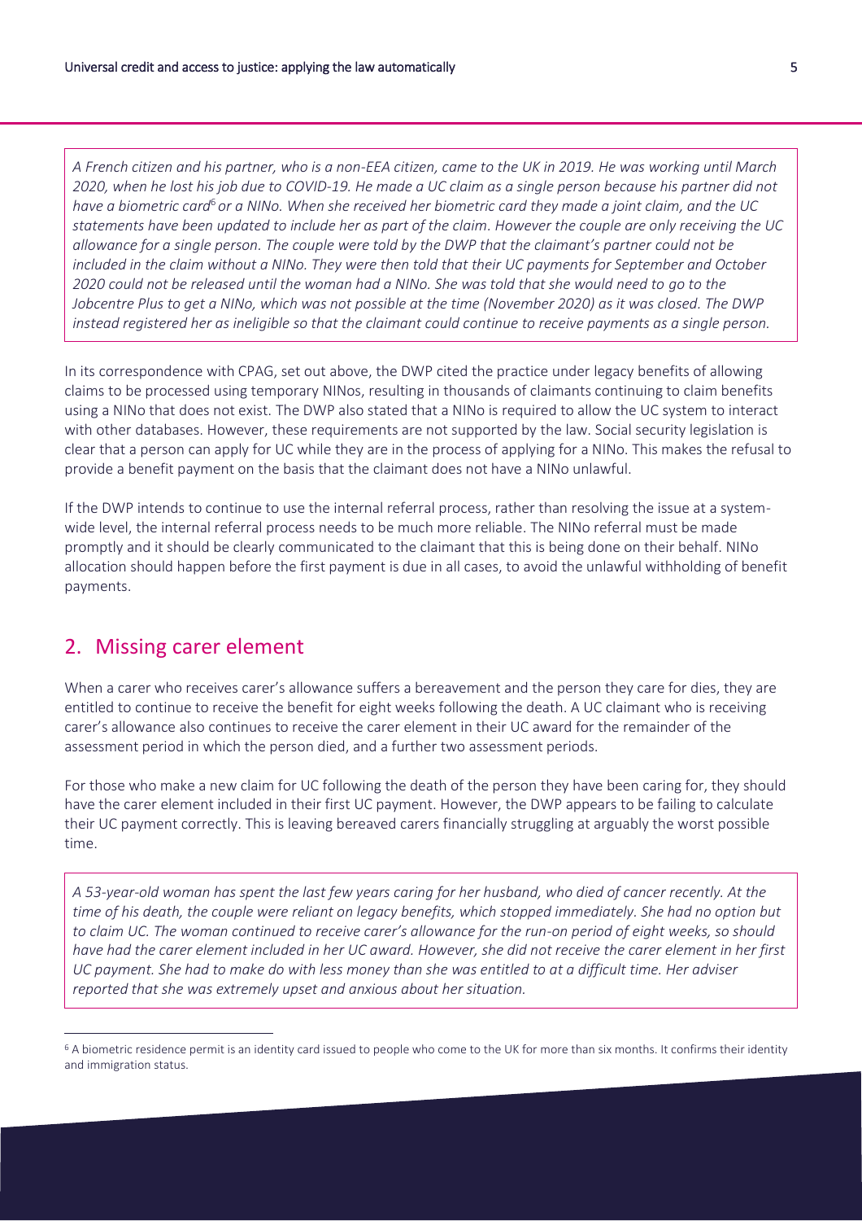*A French citizen and his partner, who is a non-EEA citizen, came to the UK in 2019. He was working until March 2020, when he lost his job due to COVID-19. He made a UC claim as a single person because his partner did not have a biometric card*[6] *or a NINo. When she received her biometric card they made a joint claim, and the UC statements have been updated to include her as part of the claim. However the couple are only receiving the UC allowance for a single person. The couple were told by the DWP that the claimant's partner could not be included in the claim without a NINo. They were then told that their UC payments for September and October 2020 could not be released until the woman had a NINo. She was told that she would need to go to the Jobcentre Plus to get a NINo, which was not possible at the time (November 2020) as it was closed. The DWP instead registered her as ineligible so that the claimant could continue to receive payments as a single person.*

In its correspondence with CPAG, set out above, the DWP cited the practice under legacy benefits of allowing claims to be processed using temporary NINos, resulting in thousands of claimants continuing to claim benefits using a NINo that does not exist. The DWP also stated that a NINo is required to allow the UC system to interact with other databases. However, these requirements are not supported by the law. Social security legislation is clear that a person can apply for UC while they are in the process of applying for a NINo. This makes the refusal to provide a benefit payment on the basis that the claimant does not have a NINo unlawful.

If the DWP intends to continue to use the internal referral process, rather than resolving the issue at a system-wide level, the internal referral process needs to be much more reliable. The NINo referral must be made promptly and it should be clearly communicated to the claimant that this is being done on their behalf. NINo allocation should happen before the first payment is due in all cases, to avoid the unlawful withholding of benefit payments.

## 2. Missing carer element

When a carer who receives carer's allowance suffers a bereavement and the person they care for dies, they are entitled to continue to receive the benefit for eight weeks following the death. A UC claimant who is receiving carer's allowance also continues to receive the carer element in their UC award for the remainder of the assessment period in which the person died, and a further two assessment periods.

For those who make a new claim for UC following the death of the person they have been caring for, they should have the carer element included in their first UC payment. However, the DWP appears to be failing to calculate their UC payment correctly. This is leaving bereaved carers financially struggling at arguably the worst possible time.

*A 53-year-old woman has spent the last few years caring for her husband, who died of cancer recently. At the time of his death, the couple were reliant on legacy benefits, which stopped immediately. She had no option but to claim UC. The woman continued to receive carer's allowance for the run-on period of eight weeks, so should have had the carer element included in her UC award. However, she did not receive the carer element in her first UC payment. She had to make do with less money than she was entitled to at a difficult time. Her adviser reported that she was extremely upset and anxious about her situation.*

[6] A biometric residence permit is an identity card issued to people who come to the UK for more than six months. It confirms their identity and immigration status.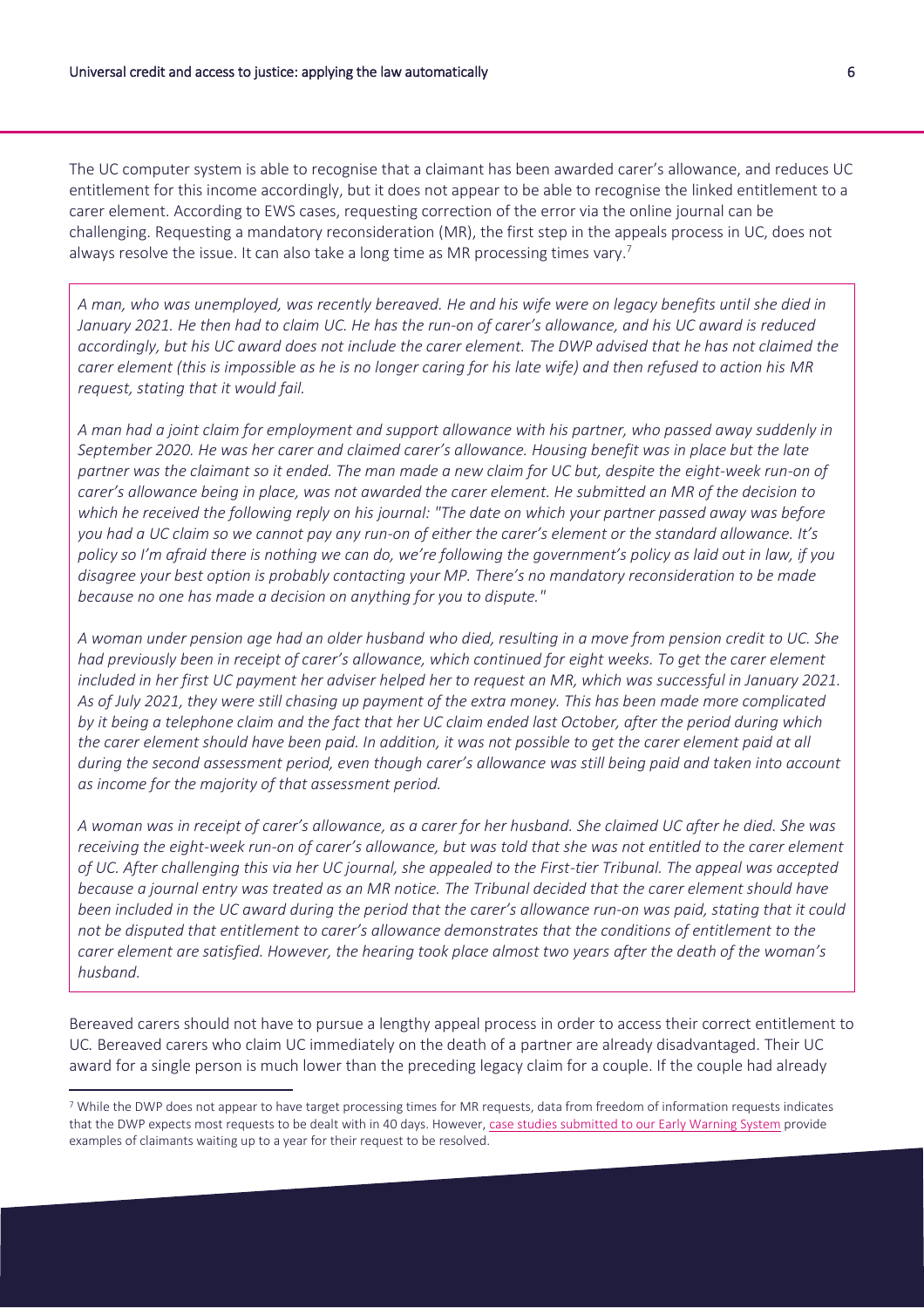The UC computer system is able to recognise that a claimant has been awarded carer's allowance, and reduces UC entitlement for this income accordingly, but it does not appear to be able to recognise the linked entitlement to a carer element. According to EWS cases, requesting correction of the error via the online journal can be challenging. Requesting a mandatory reconsideration (MR), the first step in the appeals process in UC, does not always resolve the issue. It can also take a long time as MR processing times vary.[7]

> *A man, who was unemployed, was recently bereaved. He and his wife were on legacy benefits until she died in January 2021. He then had to claim UC. He has the run-on of carer's allowance, and his UC award is reduced accordingly, but his UC award does not include the carer element. The DWP advised that he has not claimed the carer element (this is impossible as he is no longer caring for his late wife) and then refused to action his MR request, stating that it would fail.*
>
> *A man had a joint claim for employment and support allowance with his partner, who passed away suddenly in September 2020. He was her carer and claimed carer's allowance. Housing benefit was in place but the late partner was the claimant so it ended. The man made a new claim for UC but, despite the eight-week run-on of carer's allowance being in place, was not awarded the carer element. He submitted an MR of the decision to which he received the following reply on his journal: "The date on which your partner passed away was before you had a UC claim so we cannot pay any run-on of either the carer's element or the standard allowance. It's policy so I'm afraid there is nothing we can do, we're following the government's policy as laid out in law, if you disagree your best option is probably contacting your MP. There's no mandatory reconsideration to be made because no one has made a decision on anything for you to dispute."*
>
> *A woman under pension age had an older husband who died, resulting in a move from pension credit to UC. She had previously been in receipt of carer's allowance, which continued for eight weeks. To get the carer element included in her first UC payment her adviser helped her to request an MR, which was successful in January 2021. As of July 2021, they were still chasing up payment of the extra money. This has been made more complicated by it being a telephone claim and the fact that her UC claim ended last October, after the period during which the carer element should have been paid. In addition, it was not possible to get the carer element paid at all during the second assessment period, even though carer's allowance was still being paid and taken into account as income for the majority of that assessment period.*
>
> *A woman was in receipt of carer's allowance, as a carer for her husband. She claimed UC after he died. She was receiving the eight-week run-on of carer's allowance, but was told that she was not entitled to the carer element of UC. After challenging this via her UC journal, she appealed to the First-tier Tribunal. The appeal was accepted because a journal entry was treated as an MR notice. The Tribunal decided that the carer element should have been included in the UC award during the period that the carer's allowance run-on was paid, stating that it could not be disputed that entitlement to carer's allowance demonstrates that the conditions of entitlement to the carer element are satisfied. However, the hearing took place almost two years after the death of the woman's husband.*

Bereaved carers should not have to pursue a lengthy appeal process in order to access their correct entitlement to UC. Bereaved carers who claim UC immediately on the death of a partner are already disadvantaged. Their UC award for a single person is much lower than the preceding legacy claim for a couple. If the couple had already

---

[7] While the DWP does not appear to have target processing times for MR requests, data from freedom of information requests indicates that the DWP expects most requests to be dealt with in 40 days. However, case studies submitted to our Early Warning System provide examples of claimants waiting up to a year for their request to be resolved.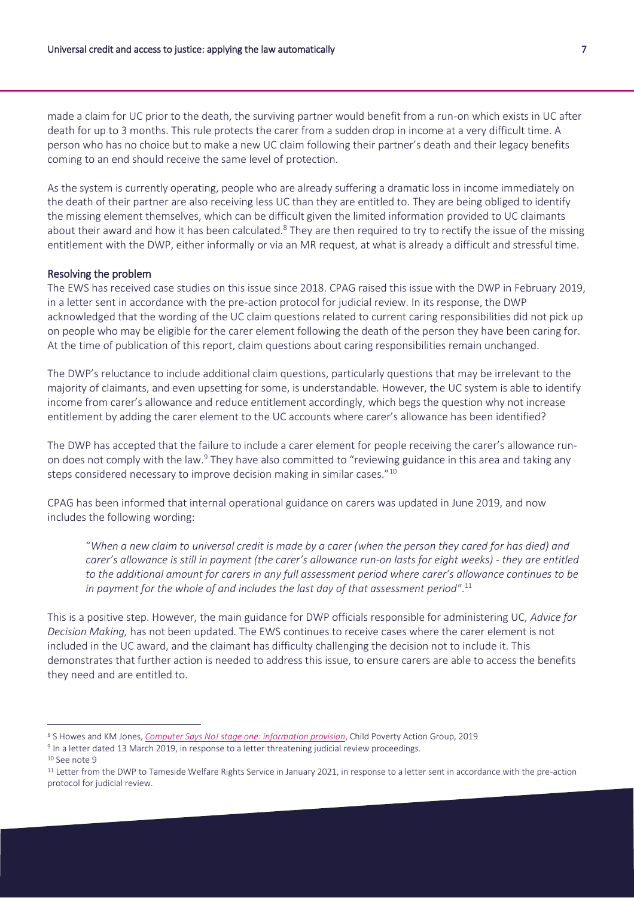made a claim for UC prior to the death, the surviving partner would benefit from a run-on which exists in UC after death for up to 3 months. This rule protects the carer from a sudden drop in income at a very difficult time. A person who has no choice but to make a new UC claim following their partner's death and their legacy benefits coming to an end should receive the same level of protection.

As the system is currently operating, people who are already suffering a dramatic loss in income immediately on the death of their partner are also receiving less UC than they are entitled to. They are being obliged to identify the missing element themselves, which can be difficult given the limited information provided to UC claimants about their award and how it has been calculated.[8] They are then required to try to rectify the issue of the missing entitlement with the DWP, either informally or via an MR request, at what is already a difficult and stressful time.

### Resolving the problem

The EWS has received case studies on this issue since 2018. CPAG raised this issue with the DWP in February 2019, in a letter sent in accordance with the pre-action protocol for judicial review. In its response, the DWP acknowledged that the wording of the UC claim questions related to current caring responsibilities did not pick up on people who may be eligible for the carer element following the death of the person they have been caring for. At the time of publication of this report, claim questions about caring responsibilities remain unchanged.

The DWP's reluctance to include additional claim questions, particularly questions that may be irrelevant to the majority of claimants, and even upsetting for some, is understandable. However, the UC system is able to identify income from carer's allowance and reduce entitlement accordingly, which begs the question why not increase entitlement by adding the carer element to the UC accounts where carer's allowance has been identified?

The DWP has accepted that the failure to include a carer element for people receiving the carer's allowance run-on does not comply with the law.[9] They have also committed to "reviewing guidance in this area and taking any steps considered necessary to improve decision making in similar cases."[10]

CPAG has been informed that internal operational guidance on carers was updated in June 2019, and now includes the following wording:

> "*When a new claim to universal credit is made by a carer (when the person they cared for has died) and carer's allowance is still in payment (the carer's allowance run-on lasts for eight weeks) - they are entitled to the additional amount for carers in any full assessment period where carer's allowance continues to be in payment for the whole of and includes the last day of that assessment period*".[11]

This is a positive step. However, the main guidance for DWP officials responsible for administering UC, *Advice for Decision Making,* has not been updated. The EWS continues to receive cases where the carer element is not included in the UC award, and the claimant has difficulty challenging the decision not to include it. This demonstrates that further action is needed to address this issue, to ensure carers are able to access the benefits they need and are entitled to.

---

[8] S Howes and KM Jones, *Computer Says No! stage one: information provision*, Child Poverty Action Group, 2019

[9] In a letter dated 13 March 2019, in response to a letter threatening judicial review proceedings.

[10] See note 9

[11] Letter from the DWP to Tameside Welfare Rights Service in January 2021, in response to a letter sent in accordance with the pre-action protocol for judicial review.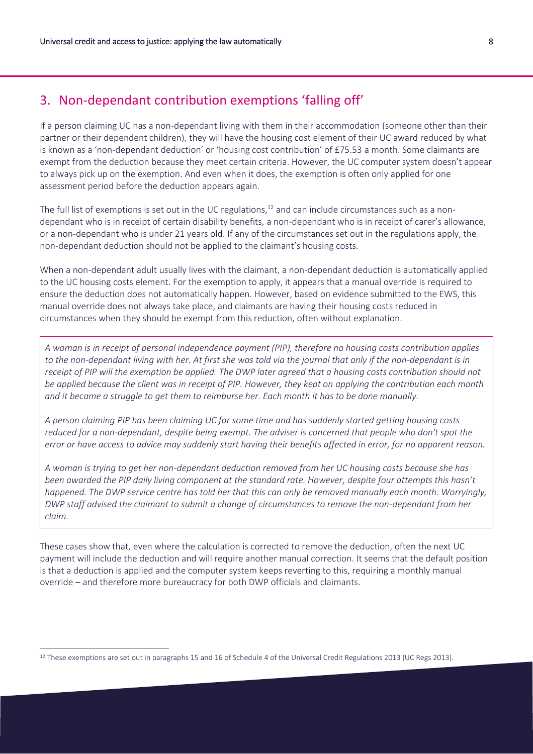## 3. Non-dependant contribution exemptions 'falling off'

If a person claiming UC has a non-dependant living with them in their accommodation (someone other than their partner or their dependent children), they will have the housing cost element of their UC award reduced by what is known as a 'non-dependant deduction' or 'housing cost contribution' of £75.53 a month. Some claimants are exempt from the deduction because they meet certain criteria. However, the UC computer system doesn't appear to always pick up on the exemption. And even when it does, the exemption is often only applied for one assessment period before the deduction appears again.

The full list of exemptions is set out in the UC regulations,[12] and can include circumstances such as a non-dependant who is in receipt of certain disability benefits, a non-dependant who is in receipt of carer's allowance, or a non-dependant who is under 21 years old. If any of the circumstances set out in the regulations apply, the non-dependant deduction should not be applied to the claimant's housing costs.

When a non-dependant adult usually lives with the claimant, a non-dependant deduction is automatically applied to the UC housing costs element. For the exemption to apply, it appears that a manual override is required to ensure the deduction does not automatically happen. However, based on evidence submitted to the EWS, this manual override does not always take place, and claimants are having their housing costs reduced in circumstances when they should be exempt from this reduction, often without explanation.

> *A woman is in receipt of personal independence payment (PIP), therefore no housing costs contribution applies to the non-dependant living with her. At first she was told via the journal that only if the non-dependant is in receipt of PIP will the exemption be applied. The DWP later agreed that a housing costs contribution should not be applied because the client was in receipt of PIP. However, they kept on applying the contribution each month and it became a struggle to get them to reimburse her. Each month it has to be done manually.*
>
> *A person claiming PIP has been claiming UC for some time and has suddenly started getting housing costs reduced for a non-dependant, despite being exempt. The adviser is concerned that people who don't spot the error or have access to advice may suddenly start having their benefits affected in error, for no apparent reason.*
>
> *A woman is trying to get her non-dependant deduction removed from her UC housing costs because she has been awarded the PIP daily living component at the standard rate. However, despite four attempts this hasn't happened. The DWP service centre has told her that this can only be removed manually each month. Worryingly, DWP staff advised the claimant to submit a change of circumstances to remove the non-dependant from her claim.*

These cases show that, even where the calculation is corrected to remove the deduction, often the next UC payment will include the deduction and will require another manual correction. It seems that the default position is that a deduction is applied and the computer system keeps reverting to this, requiring a monthly manual override – and therefore more bureaucracy for both DWP officials and claimants.

---

[12] These exemptions are set out in paragraphs 15 and 16 of Schedule 4 of the Universal Credit Regulations 2013 (UC Regs 2013).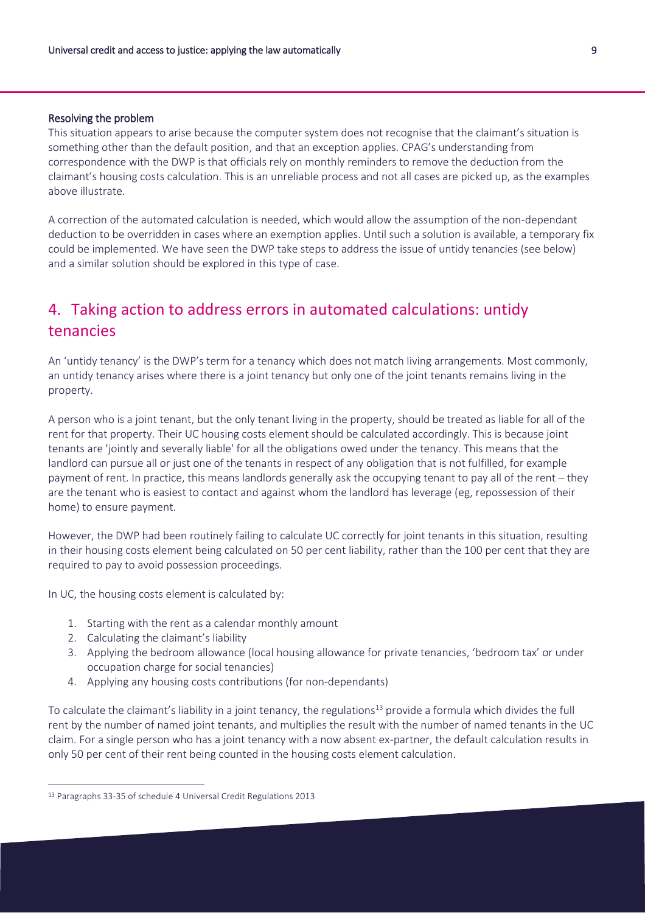### Resolving the problem

This situation appears to arise because the computer system does not recognise that the claimant's situation is something other than the default position, and that an exception applies. CPAG's understanding from correspondence with the DWP is that officials rely on monthly reminders to remove the deduction from the claimant's housing costs calculation. This is an unreliable process and not all cases are picked up, as the examples above illustrate.

A correction of the automated calculation is needed, which would allow the assumption of the non-dependant deduction to be overridden in cases where an exemption applies. Until such a solution is available, a temporary fix could be implemented. We have seen the DWP take steps to address the issue of untidy tenancies (see below) and a similar solution should be explored in this type of case.

## 4. Taking action to address errors in automated calculations: untidy tenancies

An 'untidy tenancy' is the DWP's term for a tenancy which does not match living arrangements. Most commonly, an untidy tenancy arises where there is a joint tenancy but only one of the joint tenants remains living in the property.

A person who is a joint tenant, but the only tenant living in the property, should be treated as liable for all of the rent for that property. Their UC housing costs element should be calculated accordingly. This is because joint tenants are 'jointly and severally liable' for all the obligations owed under the tenancy. This means that the landlord can pursue all or just one of the tenants in respect of any obligation that is not fulfilled, for example payment of rent. In practice, this means landlords generally ask the occupying tenant to pay all of the rent – they are the tenant who is easiest to contact and against whom the landlord has leverage (eg, repossession of their home) to ensure payment.

However, the DWP had been routinely failing to calculate UC correctly for joint tenants in this situation, resulting in their housing costs element being calculated on 50 per cent liability, rather than the 100 per cent that they are required to pay to avoid possession proceedings.

In UC, the housing costs element is calculated by:

1. Starting with the rent as a calendar monthly amount
2. Calculating the claimant's liability
3. Applying the bedroom allowance (local housing allowance for private tenancies, 'bedroom tax' or under occupation charge for social tenancies)
4. Applying any housing costs contributions (for non-dependants)

To calculate the claimant's liability in a joint tenancy, the regulations[13] provide a formula which divides the full rent by the number of named joint tenants, and multiplies the result with the number of named tenants in the UC claim. For a single person who has a joint tenancy with a now absent ex-partner, the default calculation results in only 50 per cent of their rent being counted in the housing costs element calculation.

[13] Paragraphs 33-35 of schedule 4 Universal Credit Regulations 2013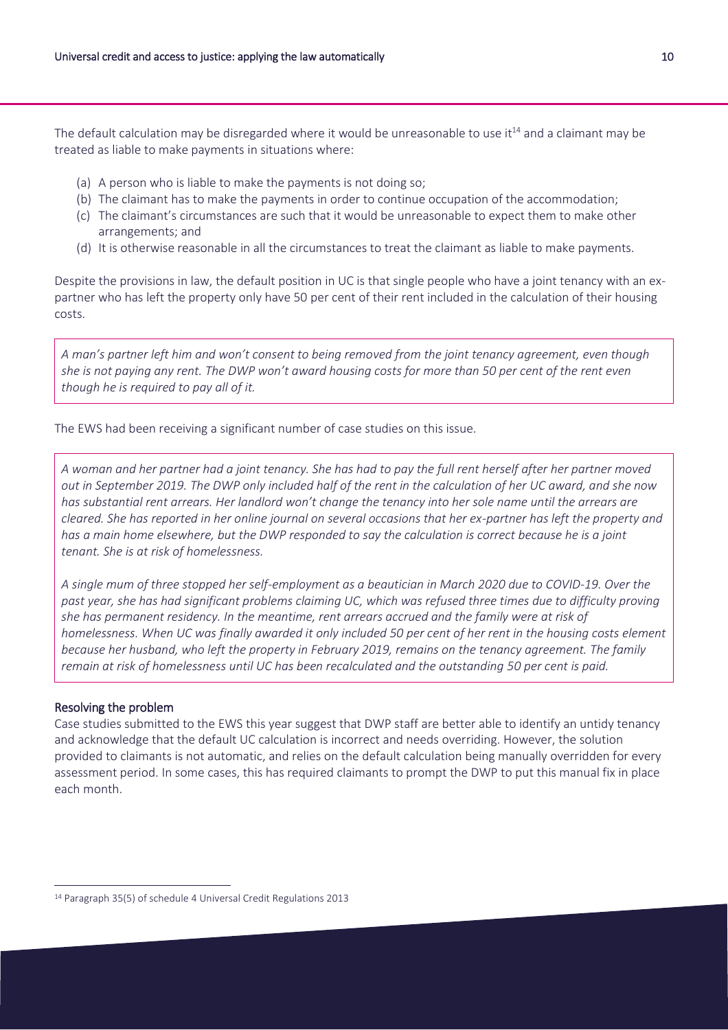The default calculation may be disregarded where it would be unreasonable to use it[14] and a claimant may be treated as liable to make payments in situations where:

(a) A person who is liable to make the payments is not doing so;
(b) The claimant has to make the payments in order to continue occupation of the accommodation;
(c) The claimant's circumstances are such that it would be unreasonable to expect them to make other arrangements; and
(d) It is otherwise reasonable in all the circumstances to treat the claimant as liable to make payments.

Despite the provisions in law, the default position in UC is that single people who have a joint tenancy with an ex-partner who has left the property only have 50 per cent of their rent included in the calculation of their housing costs.

> *A man's partner left him and won't consent to being removed from the joint tenancy agreement, even though she is not paying any rent. The DWP won't award housing costs for more than 50 per cent of the rent even though he is required to pay all of it.*

The EWS had been receiving a significant number of case studies on this issue.

> *A woman and her partner had a joint tenancy. She has had to pay the full rent herself after her partner moved out in September 2019. The DWP only included half of the rent in the calculation of her UC award, and she now has substantial rent arrears. Her landlord won't change the tenancy into her sole name until the arrears are cleared. She has reported in her online journal on several occasions that her ex-partner has left the property and has a main home elsewhere, but the DWP responded to say the calculation is correct because he is a joint tenant. She is at risk of homelessness.*
>
> *A single mum of three stopped her self-employment as a beautician in March 2020 due to COVID-19. Over the past year, she has had significant problems claiming UC, which was refused three times due to difficulty proving she has permanent residency. In the meantime, rent arrears accrued and the family were at risk of homelessness. When UC was finally awarded it only included 50 per cent of her rent in the housing costs element because her husband, who left the property in February 2019, remains on the tenancy agreement. The family remain at risk of homelessness until UC has been recalculated and the outstanding 50 per cent is paid.*

### Resolving the problem

Case studies submitted to the EWS this year suggest that DWP staff are better able to identify an untidy tenancy and acknowledge that the default UC calculation is incorrect and needs overriding. However, the solution provided to claimants is not automatic, and relies on the default calculation being manually overridden for every assessment period. In some cases, this has required claimants to prompt the DWP to put this manual fix in place each month.

---

[14] Paragraph 35(5) of schedule 4 Universal Credit Regulations 2013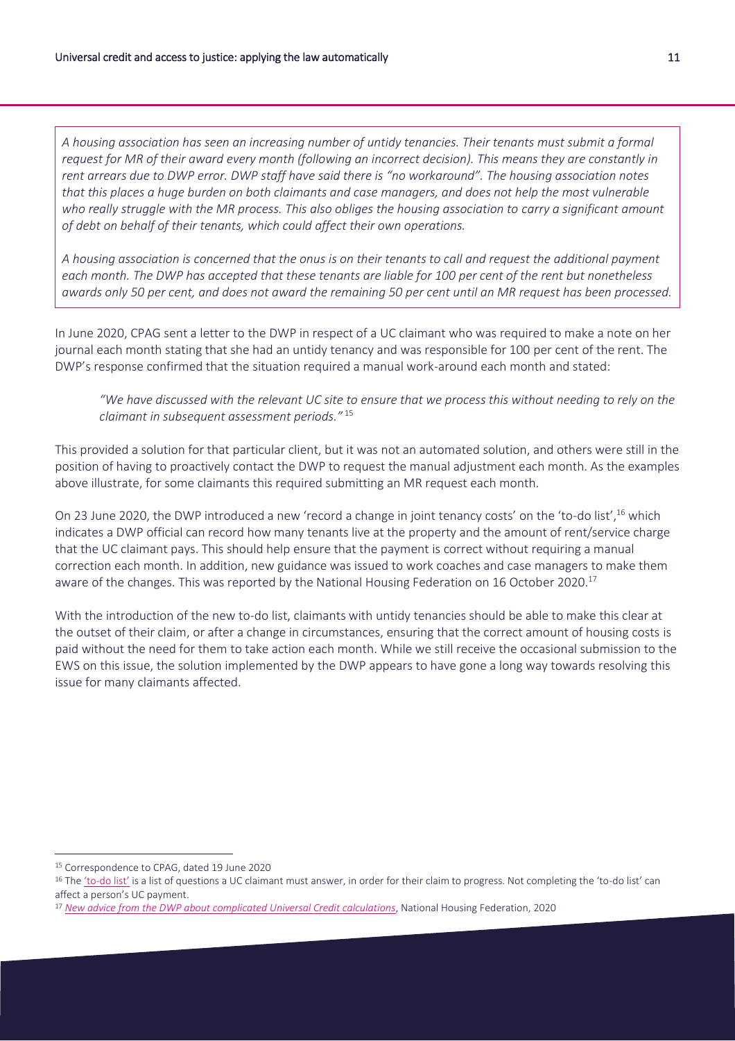*A housing association has seen an increasing number of untidy tenancies. Their tenants must submit a formal request for MR of their award every month (following an incorrect decision). This means they are constantly in rent arrears due to DWP error. DWP staff have said there is "no workaround". The housing association notes that this places a huge burden on both claimants and case managers, and does not help the most vulnerable who really struggle with the MR process. This also obliges the housing association to carry a significant amount of debt on behalf of their tenants, which could affect their own operations.*

*A housing association is concerned that the onus is on their tenants to call and request the additional payment each month. The DWP has accepted that these tenants are liable for 100 per cent of the rent but nonetheless awards only 50 per cent, and does not award the remaining 50 per cent until an MR request has been processed.*

In June 2020, CPAG sent a letter to the DWP in respect of a UC claimant who was required to make a note on her journal each month stating that she had an untidy tenancy and was responsible for 100 per cent of the rent. The DWP's response confirmed that the situation required a manual work-around each month and stated:

> *"We have discussed with the relevant UC site to ensure that we process this without needing to rely on the claimant in subsequent assessment periods."* [15]

This provided a solution for that particular client, but it was not an automated solution, and others were still in the position of having to proactively contact the DWP to request the manual adjustment each month. As the examples above illustrate, for some claimants this required submitting an MR request each month.

On 23 June 2020, the DWP introduced a new 'record a change in joint tenancy costs' on the 'to-do list',[16] which indicates a DWP official can record how many tenants live at the property and the amount of rent/service charge that the UC claimant pays. This should help ensure that the payment is correct without requiring a manual correction each month. In addition, new guidance was issued to work coaches and case managers to make them aware of the changes. This was reported by the National Housing Federation on 16 October 2020.[17]

With the introduction of the new to-do list, claimants with untidy tenancies should be able to make this clear at the outset of their claim, or after a change in circumstances, ensuring that the correct amount of housing costs is paid without the need for them to take action each month. While we still receive the occasional submission to the EWS on this issue, the solution implemented by the DWP appears to have gone a long way towards resolving this issue for many claimants affected.

---

[15] Correspondence to CPAG, dated 19 June 2020

[16] The 'to-do list' is a list of questions a UC claimant must answer, in order for their claim to progress. Not completing the 'to-do list' can affect a person's UC payment.

[17] *New advice from the DWP about complicated Universal Credit calculations*, National Housing Federation, 2020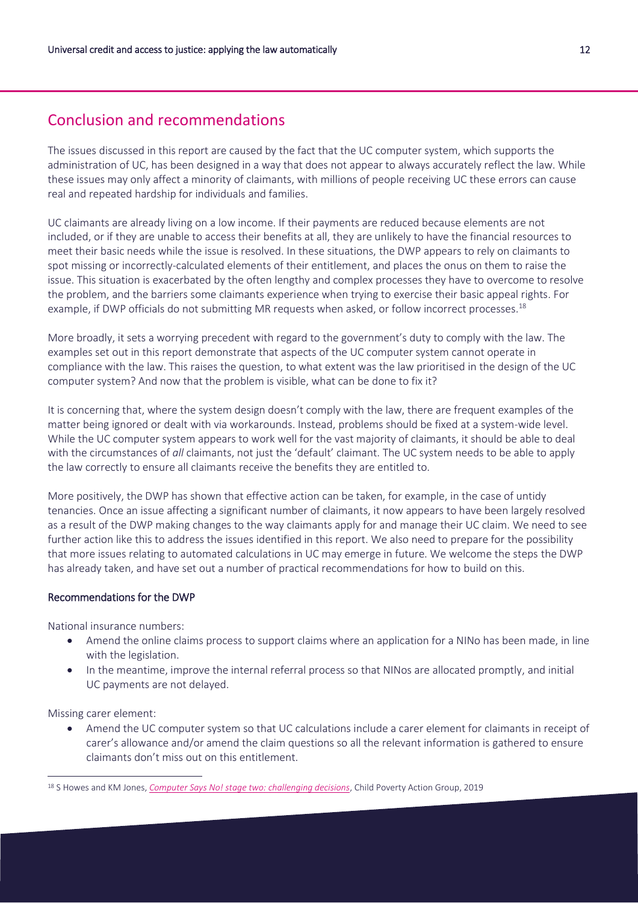## Conclusion and recommendations

The issues discussed in this report are caused by the fact that the UC computer system, which supports the administration of UC, has been designed in a way that does not appear to always accurately reflect the law. While these issues may only affect a minority of claimants, with millions of people receiving UC these errors can cause real and repeated hardship for individuals and families.

UC claimants are already living on a low income. If their payments are reduced because elements are not included, or if they are unable to access their benefits at all, they are unlikely to have the financial resources to meet their basic needs while the issue is resolved. In these situations, the DWP appears to rely on claimants to spot missing or incorrectly-calculated elements of their entitlement, and places the onus on them to raise the issue. This situation is exacerbated by the often lengthy and complex processes they have to overcome to resolve the problem, and the barriers some claimants experience when trying to exercise their basic appeal rights. For example, if DWP officials do not submitting MR requests when asked, or follow incorrect processes.[18]

More broadly, it sets a worrying precedent with regard to the government's duty to comply with the law. The examples set out in this report demonstrate that aspects of the UC computer system cannot operate in compliance with the law. This raises the question, to what extent was the law prioritised in the design of the UC computer system? And now that the problem is visible, what can be done to fix it?

It is concerning that, where the system design doesn't comply with the law, there are frequent examples of the matter being ignored or dealt with via workarounds. Instead, problems should be fixed at a system-wide level. While the UC computer system appears to work well for the vast majority of claimants, it should be able to deal with the circumstances of *all* claimants, not just the 'default' claimant. The UC system needs to be able to apply the law correctly to ensure all claimants receive the benefits they are entitled to.

More positively, the DWP has shown that effective action can be taken, for example, in the case of untidy tenancies. Once an issue affecting a significant number of claimants, it now appears to have been largely resolved as a result of the DWP making changes to the way claimants apply for and manage their UC claim. We need to see further action like this to address the issues identified in this report. We also need to prepare for the possibility that more issues relating to automated calculations in UC may emerge in future. We welcome the steps the DWP has already taken, and have set out a number of practical recommendations for how to build on this.

### Recommendations for the DWP

National insurance numbers:

- Amend the online claims process to support claims where an application for a NINo has been made, in line with the legislation.
- In the meantime, improve the internal referral process so that NINos are allocated promptly, and initial UC payments are not delayed.

Missing carer element:

- Amend the UC computer system so that UC calculations include a carer element for claimants in receipt of carer's allowance and/or amend the claim questions so all the relevant information is gathered to ensure claimants don't miss out on this entitlement.

[18] S Howes and KM Jones, *Computer Says No! stage two: challenging decisions*, Child Poverty Action Group, 2019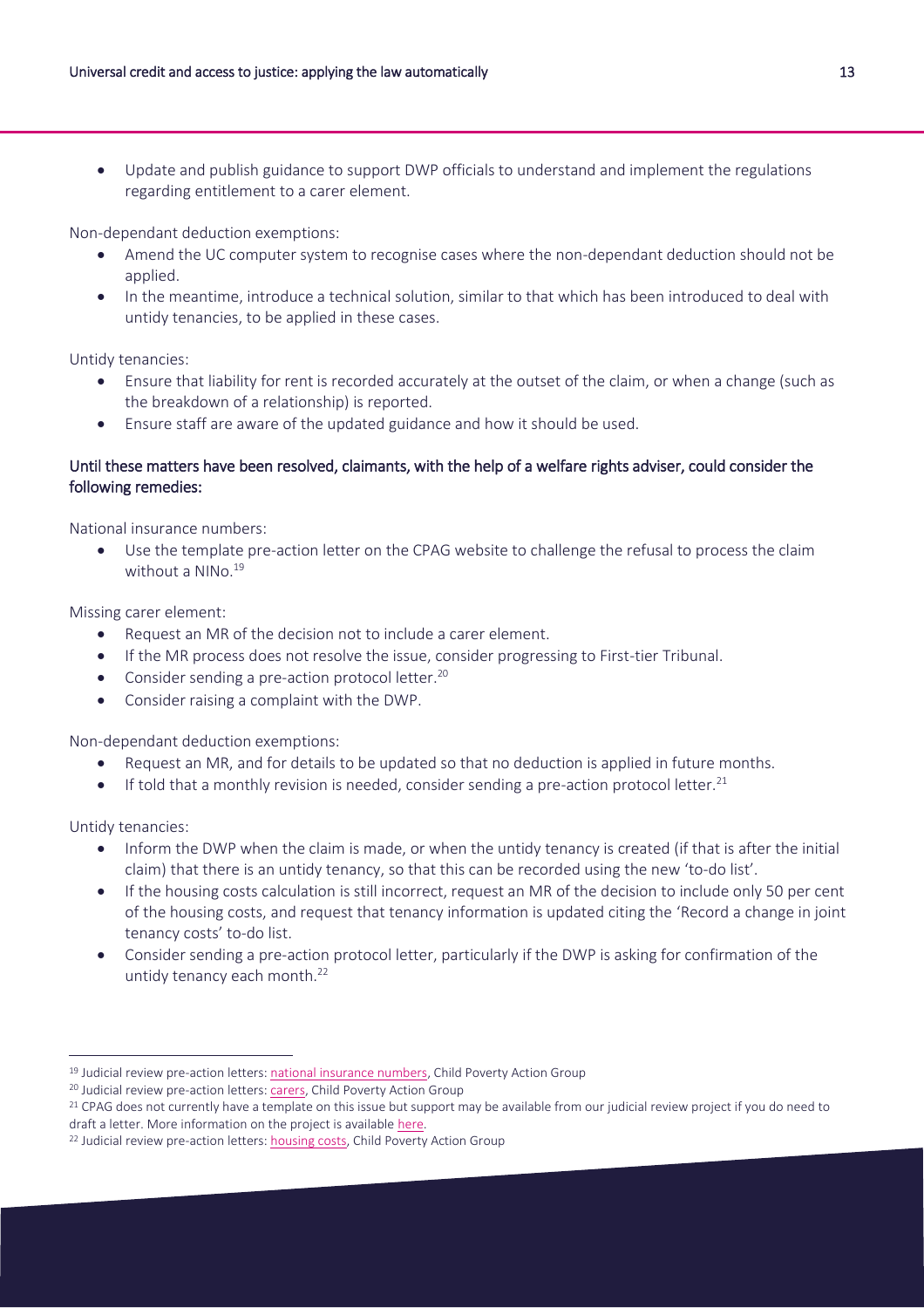- Update and publish guidance to support DWP officials to understand and implement the regulations regarding entitlement to a carer element.

Non-dependant deduction exemptions:

- Amend the UC computer system to recognise cases where the non-dependant deduction should not be applied.
- In the meantime, introduce a technical solution, similar to that which has been introduced to deal with untidy tenancies, to be applied in these cases.

Untidy tenancies:

- Ensure that liability for rent is recorded accurately at the outset of the claim, or when a change (such as the breakdown of a relationship) is reported.
- Ensure staff are aware of the updated guidance and how it should be used.

### Until these matters have been resolved, claimants, with the help of a welfare rights adviser, could consider the following remedies:

National insurance numbers:

- Use the template pre-action letter on the CPAG website to challenge the refusal to process the claim without a NINo.[19]

Missing carer element:

- Request an MR of the decision not to include a carer element.
- If the MR process does not resolve the issue, consider progressing to First-tier Tribunal.
- Consider sending a pre-action protocol letter.[20]
- Consider raising a complaint with the DWP.

Non-dependant deduction exemptions:

- Request an MR, and for details to be updated so that no deduction is applied in future months.
- If told that a monthly revision is needed, consider sending a pre-action protocol letter.[21]

Untidy tenancies:

- Inform the DWP when the claim is made, or when the untidy tenancy is created (if that is after the initial claim) that there is an untidy tenancy, so that this can be recorded using the new 'to-do list'.
- If the housing costs calculation is still incorrect, request an MR of the decision to include only 50 per cent of the housing costs, and request that tenancy information is updated citing the 'Record a change in joint tenancy costs' to-do list.
- Consider sending a pre-action protocol letter, particularly if the DWP is asking for confirmation of the untidy tenancy each month.[22]

---

[19] Judicial review pre-action letters: national insurance numbers, Child Poverty Action Group

[20] Judicial review pre-action letters: carers, Child Poverty Action Group

[21] CPAG does not currently have a template on this issue but support may be available from our judicial review project if you do need to draft a letter. More information on the project is available here.

[22] Judicial review pre-action letters: housing costs, Child Poverty Action Group